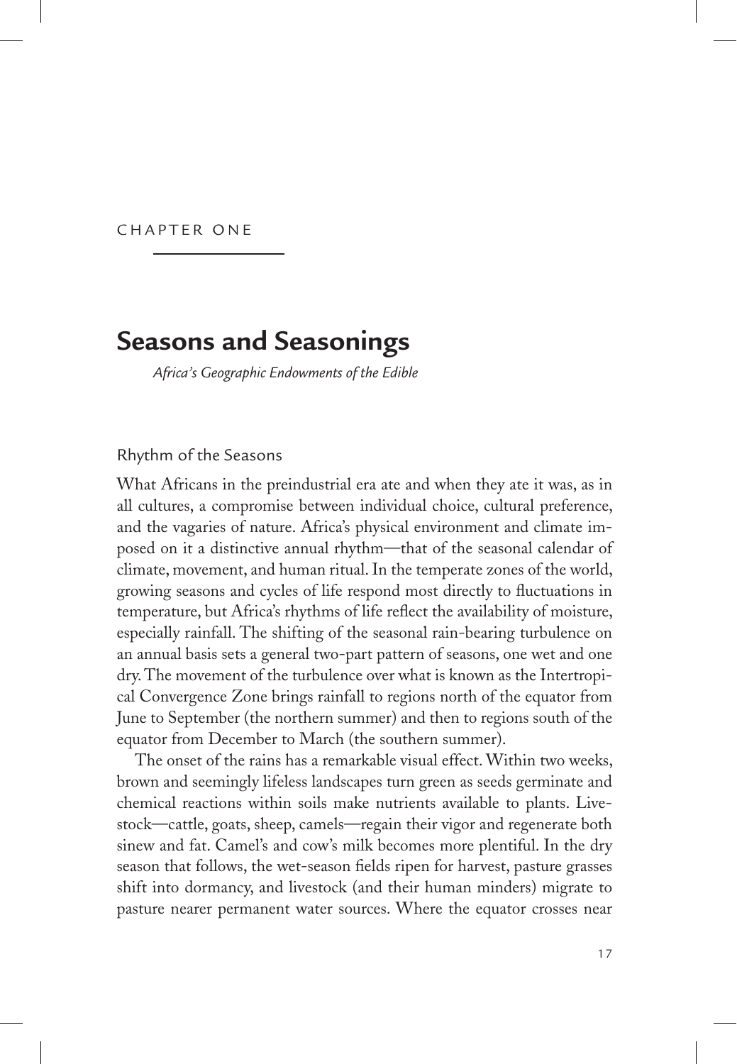CHAPTER ONE

# Seasons and Seasonings

*Africa's Geographic Endowments of the Edible*

## Rhythm of the Seasons

What Africans in the preindustrial era ate and when they ate it was, as in all cultures, a compromise between individual choice, cultural preference, and the vagaries of nature. Africa's physical environment and climate imposed on it a distinctive annual rhythm—that of the seasonal calendar of climate, movement, and human ritual. In the temperate zones of the world, growing seasons and cycles of life respond most directly to fluctuations in temperature, but Africa's rhythms of life reflect the availability of moisture, especially rainfall. The shifting of the seasonal rain-bearing turbulence on an annual basis sets a general two-part pattern of seasons, one wet and one dry. The movement of the turbulence over what is known as the Intertropical Convergence Zone brings rainfall to regions north of the equator from June to September (the northern summer) and then to regions south of the equator from December to March (the southern summer).

The onset of the rains has a remarkable visual effect. Within two weeks, brown and seemingly lifeless landscapes turn green as seeds germinate and chemical reactions within soils make nutrients available to plants. Livestock—cattle, goats, sheep, camels—regain their vigor and regenerate both sinew and fat. Camel's and cow's milk becomes more plentiful. In the dry season that follows, the wet-season fields ripen for harvest, pasture grasses shift into dormancy, and livestock (and their human minders) migrate to pasture nearer permanent water sources. Where the equator crosses near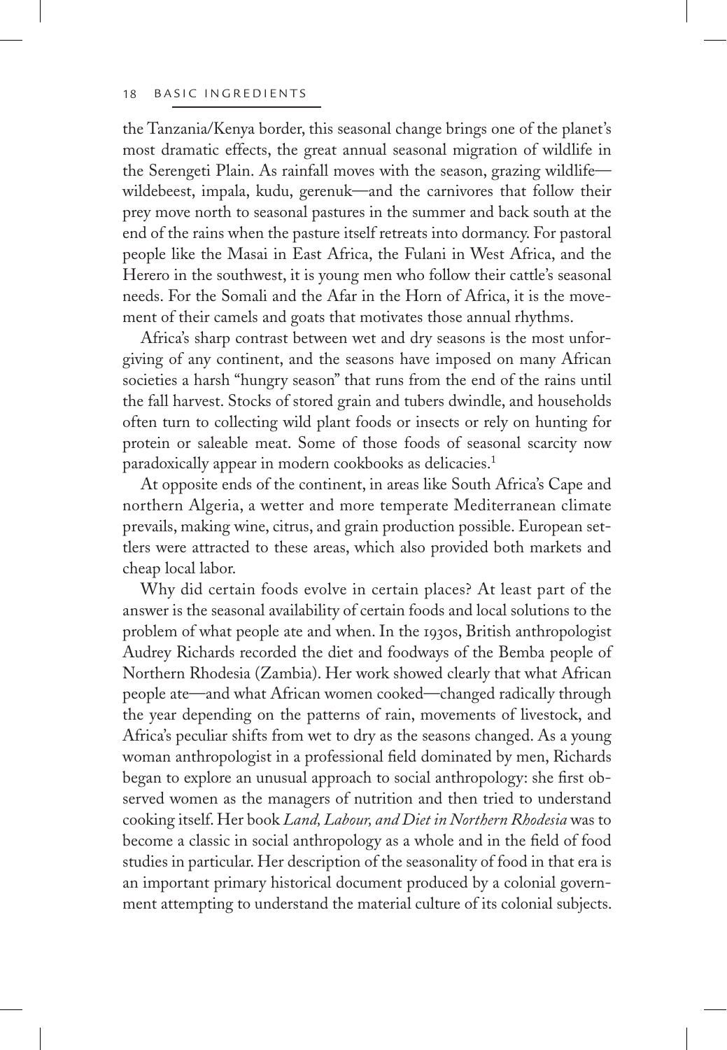the Tanzania/Kenya border, this seasonal change brings one of the planet's most dramatic effects, the great annual seasonal migration of wildlife in the Serengeti Plain. As rainfall moves with the season, grazing wildlife—wildebeest, impala, kudu, gerenuk—and the carnivores that follow their prey move north to seasonal pastures in the summer and back south at the end of the rains when the pasture itself retreats into dormancy. For pastoral people like the Masai in East Africa, the Fulani in West Africa, and the Herero in the southwest, it is young men who follow their cattle's seasonal needs. For the Somali and the Afar in the Horn of Africa, it is the movement of their camels and goats that motivates those annual rhythms.

Africa's sharp contrast between wet and dry seasons is the most unforgiving of any continent, and the seasons have imposed on many African societies a harsh "hungry season" that runs from the end of the rains until the fall harvest. Stocks of stored grain and tubers dwindle, and households often turn to collecting wild plant foods or insects or rely on hunting for protein or saleable meat. Some of those foods of seasonal scarcity now paradoxically appear in modern cookbooks as delicacies.[1]

At opposite ends of the continent, in areas like South Africa's Cape and northern Algeria, a wetter and more temperate Mediterranean climate prevails, making wine, citrus, and grain production possible. European settlers were attracted to these areas, which also provided both markets and cheap local labor.

Why did certain foods evolve in certain places? At least part of the answer is the seasonal availability of certain foods and local solutions to the problem of what people ate and when. In the 1930s, British anthropologist Audrey Richards recorded the diet and foodways of the Bemba people of Northern Rhodesia (Zambia). Her work showed clearly that what African people ate—and what African women cooked—changed radically through the year depending on the patterns of rain, movements of livestock, and Africa's peculiar shifts from wet to dry as the seasons changed. As a young woman anthropologist in a professional field dominated by men, Richards began to explore an unusual approach to social anthropology: she first observed women as the managers of nutrition and then tried to understand cooking itself. Her book *Land, Labour, and Diet in Northern Rhodesia* was to become a classic in social anthropology as a whole and in the field of food studies in particular. Her description of the seasonality of food in that era is an important primary historical document produced by a colonial government attempting to understand the material culture of its colonial subjects.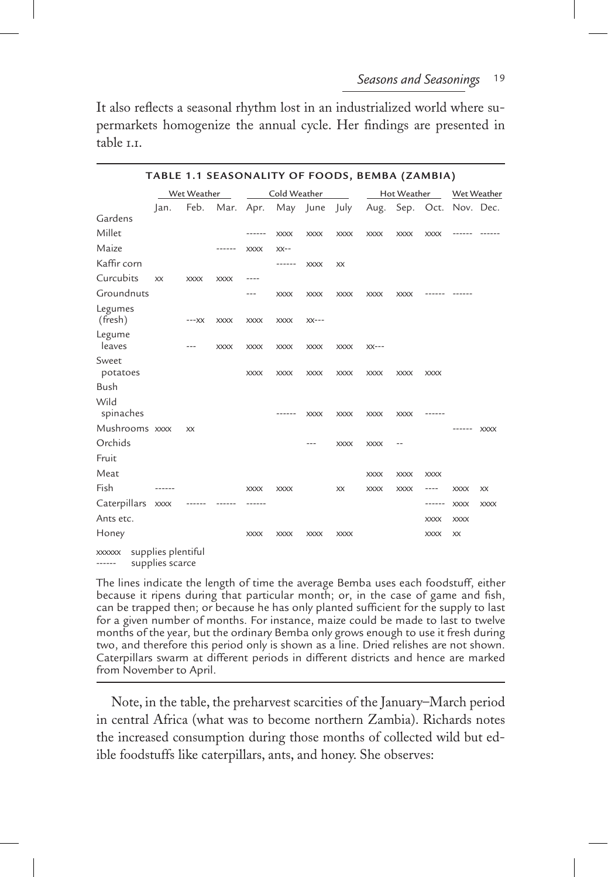It also reflects a seasonal rhythm lost in an industrialized world where supermarkets homogenize the annual cycle. Her findings are presented in table 1.1.

**TABLE 1.1 SEASONALITY OF FOODS, BEMBA (ZAMBIA)**

| | Wet Weather | | | Cold Weather | | | | Hot Weather | | | Wet Weather | |
|---|---|---|---|---|---|---|---|---|---|---|---|---|
| | Jan. | Feb. | Mar. | Apr. | May | June | July | Aug. | Sep. | Oct. | Nov. | Dec. |
| Gardens | | | | | | | | | | | | |
| Millet | | | | ------ | xxxx | xxxx | xxxx | xxxx | xxxx | xxxx | ------ | ------ |
| Maize | | | ------ | xxxx | xx-- | | | | | | | |
| Kaffir corn | | | | | ------ | xxxx | xx | | | | | |
| Curcubits | xx | xxxx | xxxx | ---- | | | | | | | | |
| Groundnuts | | | | --- | xxxx | xxxx | xxxx | xxxx | xxxx | ------ | ------ | |
| Legumes (fresh) | | ---xx | xxxx | xxxx | xxxx | xx--- | | | | | | |
| Legume leaves | | --- | xxxx | xxxx | xxxx | xxxx | xxxx | xx--- | | | | |
| Sweet potatoes | | | | xxxx | xxxx | xxxx | xxxx | xxxx | xxxx | xxxx | | |
| Bush | | | | | | | | | | | | |
| Wild spinaches | | | | | ------ | xxxx | xxxx | xxxx | xxxx | ------ | | |
| Mushrooms | xxxx | xx | | | | | | | | | ------ | xxxx |
| Orchids | | | | | | --- | xxxx | xxxx | -- | | | |
| Fruit | | | | | | | | | | | | |
| Meat | | | | | | | | xxxx | xxxx | xxxx | | |
| Fish | ------ | | | xxxx | xxxx | | xx | xxxx | xxxx | ---- | xxxx | xx |
| Caterpillars | xxxx | ------ | ------ | ------ | | | | | | ------ | xxxx | xxxx |
| Ants etc. | | | | | | | | | | xxxx | xxxx | |
| Honey | | | | xxxx | xxxx | xxxx | xxxx | | | xxxx | xx | |

xxxxxx supplies plentiful
------ supplies scarce

The lines indicate the length of time the average Bemba uses each foodstuff, either because it ripens during that particular month; or, in the case of game and fish, can be trapped then; or because he has only planted sufficient for the supply to last for a given number of months. For instance, maize could be made to last to twelve months of the year, but the ordinary Bemba only grows enough to use it fresh during two, and therefore this period only is shown as a line. Dried relishes are not shown. Caterpillars swarm at different periods in different districts and hence are marked from November to April.

Note, in the table, the preharvest scarcities of the January–March period in central Africa (what was to become northern Zambia). Richards notes the increased consumption during those months of collected wild but edible foodstuffs like caterpillars, ants, and honey. She observes: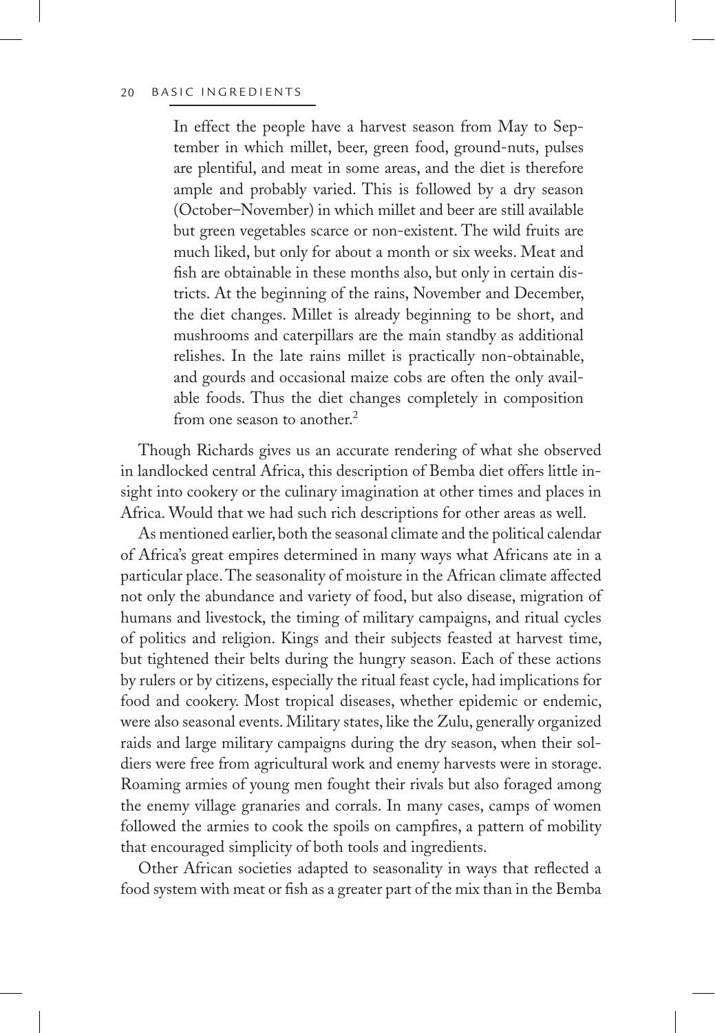> In effect the people have a harvest season from May to September in which millet, beer, green food, ground-nuts, pulses are plentiful, and meat in some areas, and the diet is therefore ample and probably varied. This is followed by a dry season (October–November) in which millet and beer are still available but green vegetables scarce or non-existent. The wild fruits are much liked, but only for about a month or six weeks. Meat and fish are obtainable in these months also, but only in certain districts. At the beginning of the rains, November and December, the diet changes. Millet is already beginning to be short, and mushrooms and caterpillars are the main standby as additional relishes. In the late rains millet is practically non-obtainable, and gourds and occasional maize cobs are often the only available foods. Thus the diet changes completely in composition from one season to another.[2]

Though Richards gives us an accurate rendering of what she observed in landlocked central Africa, this description of Bemba diet offers little insight into cookery or the culinary imagination at other times and places in Africa. Would that we had such rich descriptions for other areas as well.

As mentioned earlier, both the seasonal climate and the political calendar of Africa's great empires determined in many ways what Africans ate in a particular place. The seasonality of moisture in the African climate affected not only the abundance and variety of food, but also disease, migration of humans and livestock, the timing of military campaigns, and ritual cycles of politics and religion. Kings and their subjects feasted at harvest time, but tightened their belts during the hungry season. Each of these actions by rulers or by citizens, especially the ritual feast cycle, had implications for food and cookery. Most tropical diseases, whether epidemic or endemic, were also seasonal events. Military states, like the Zulu, generally organized raids and large military campaigns during the dry season, when their soldiers were free from agricultural work and enemy harvests were in storage. Roaming armies of young men fought their rivals but also foraged among the enemy village granaries and corrals. In many cases, camps of women followed the armies to cook the spoils on campfires, a pattern of mobility that encouraged simplicity of both tools and ingredients.

Other African societies adapted to seasonality in ways that reflected a food system with meat or fish as a greater part of the mix than in the Bemba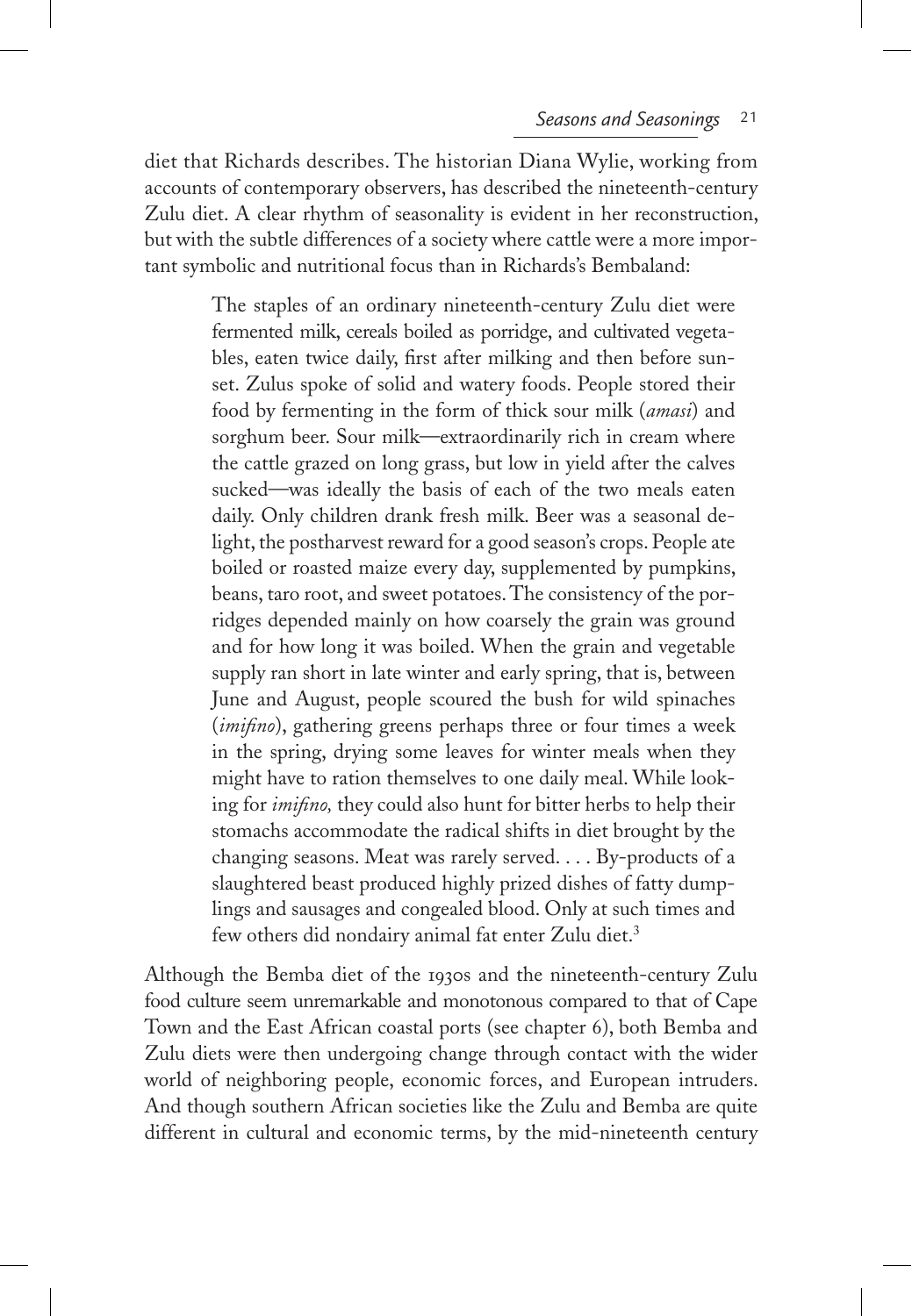diet that Richards describes. The historian Diana Wylie, working from accounts of contemporary observers, has described the nineteenth-century Zulu diet. A clear rhythm of seasonality is evident in her reconstruction, but with the subtle differences of a society where cattle were a more important symbolic and nutritional focus than in Richards's Bembaland:

> The staples of an ordinary nineteenth-century Zulu diet were fermented milk, cereals boiled as porridge, and cultivated vegetables, eaten twice daily, first after milking and then before sunset. Zulus spoke of solid and watery foods. People stored their food by fermenting in the form of thick sour milk (*amasi*) and sorghum beer. Sour milk—extraordinarily rich in cream where the cattle grazed on long grass, but low in yield after the calves sucked—was ideally the basis of each of the two meals eaten daily. Only children drank fresh milk. Beer was a seasonal delight, the postharvest reward for a good season's crops. People ate boiled or roasted maize every day, supplemented by pumpkins, beans, taro root, and sweet potatoes. The consistency of the porridges depended mainly on how coarsely the grain was ground and for how long it was boiled. When the grain and vegetable supply ran short in late winter and early spring, that is, between June and August, people scoured the bush for wild spinaches (*imifino*), gathering greens perhaps three or four times a week in the spring, drying some leaves for winter meals when they might have to ration themselves to one daily meal. While looking for *imifino,* they could also hunt for bitter herbs to help their stomachs accommodate the radical shifts in diet brought by the changing seasons. Meat was rarely served. . . . By-products of a slaughtered beast produced highly prized dishes of fatty dumplings and sausages and congealed blood. Only at such times and few others did nondairy animal fat enter Zulu diet.[3]

Although the Bemba diet of the 1930s and the nineteenth-century Zulu food culture seem unremarkable and monotonous compared to that of Cape Town and the East African coastal ports (see chapter 6), both Bemba and Zulu diets were then undergoing change through contact with the wider world of neighboring people, economic forces, and European intruders. And though southern African societies like the Zulu and Bemba are quite different in cultural and economic terms, by the mid-nineteenth century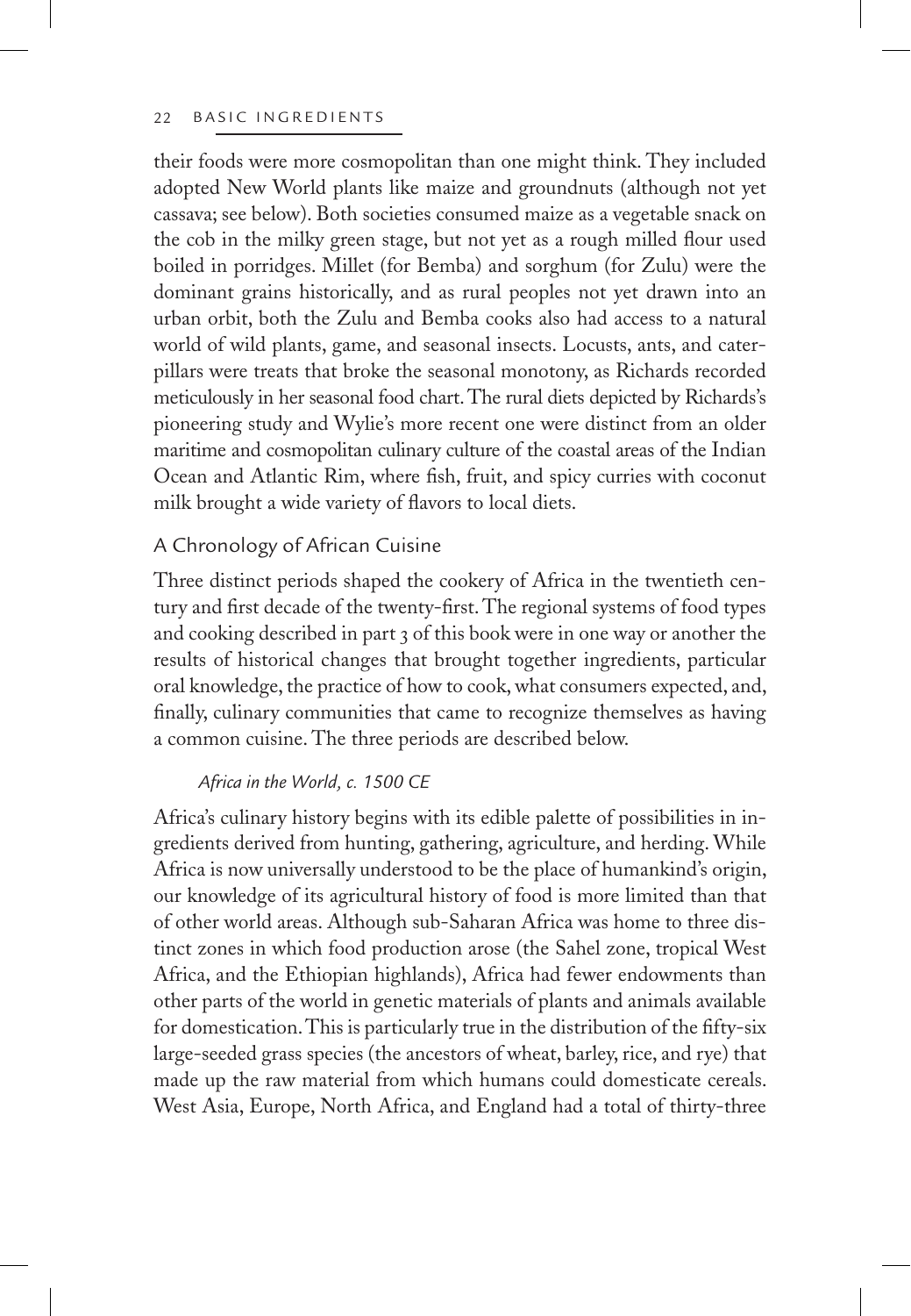their foods were more cosmopolitan than one might think. They included adopted New World plants like maize and groundnuts (although not yet cassava; see below). Both societies consumed maize as a vegetable snack on the cob in the milky green stage, but not yet as a rough milled flour used boiled in porridges. Millet (for Bemba) and sorghum (for Zulu) were the dominant grains historically, and as rural peoples not yet drawn into an urban orbit, both the Zulu and Bemba cooks also had access to a natural world of wild plants, game, and seasonal insects. Locusts, ants, and caterpillars were treats that broke the seasonal monotony, as Richards recorded meticulously in her seasonal food chart. The rural diets depicted by Richards's pioneering study and Wylie's more recent one were distinct from an older maritime and cosmopolitan culinary culture of the coastal areas of the Indian Ocean and Atlantic Rim, where fish, fruit, and spicy curries with coconut milk brought a wide variety of flavors to local diets.

## A Chronology of African Cuisine

Three distinct periods shaped the cookery of Africa in the twentieth century and first decade of the twenty-first. The regional systems of food types and cooking described in part 3 of this book were in one way or another the results of historical changes that brought together ingredients, particular oral knowledge, the practice of how to cook, what consumers expected, and, finally, culinary communities that came to recognize themselves as having a common cuisine. The three periods are described below.

### *Africa in the World, c. 1500 CE*

Africa's culinary history begins with its edible palette of possibilities in ingredients derived from hunting, gathering, agriculture, and herding. While Africa is now universally understood to be the place of humankind's origin, our knowledge of its agricultural history of food is more limited than that of other world areas. Although sub-Saharan Africa was home to three distinct zones in which food production arose (the Sahel zone, tropical West Africa, and the Ethiopian highlands), Africa had fewer endowments than other parts of the world in genetic materials of plants and animals available for domestication. This is particularly true in the distribution of the fifty-six large-seeded grass species (the ancestors of wheat, barley, rice, and rye) that made up the raw material from which humans could domesticate cereals. West Asia, Europe, North Africa, and England had a total of thirty-three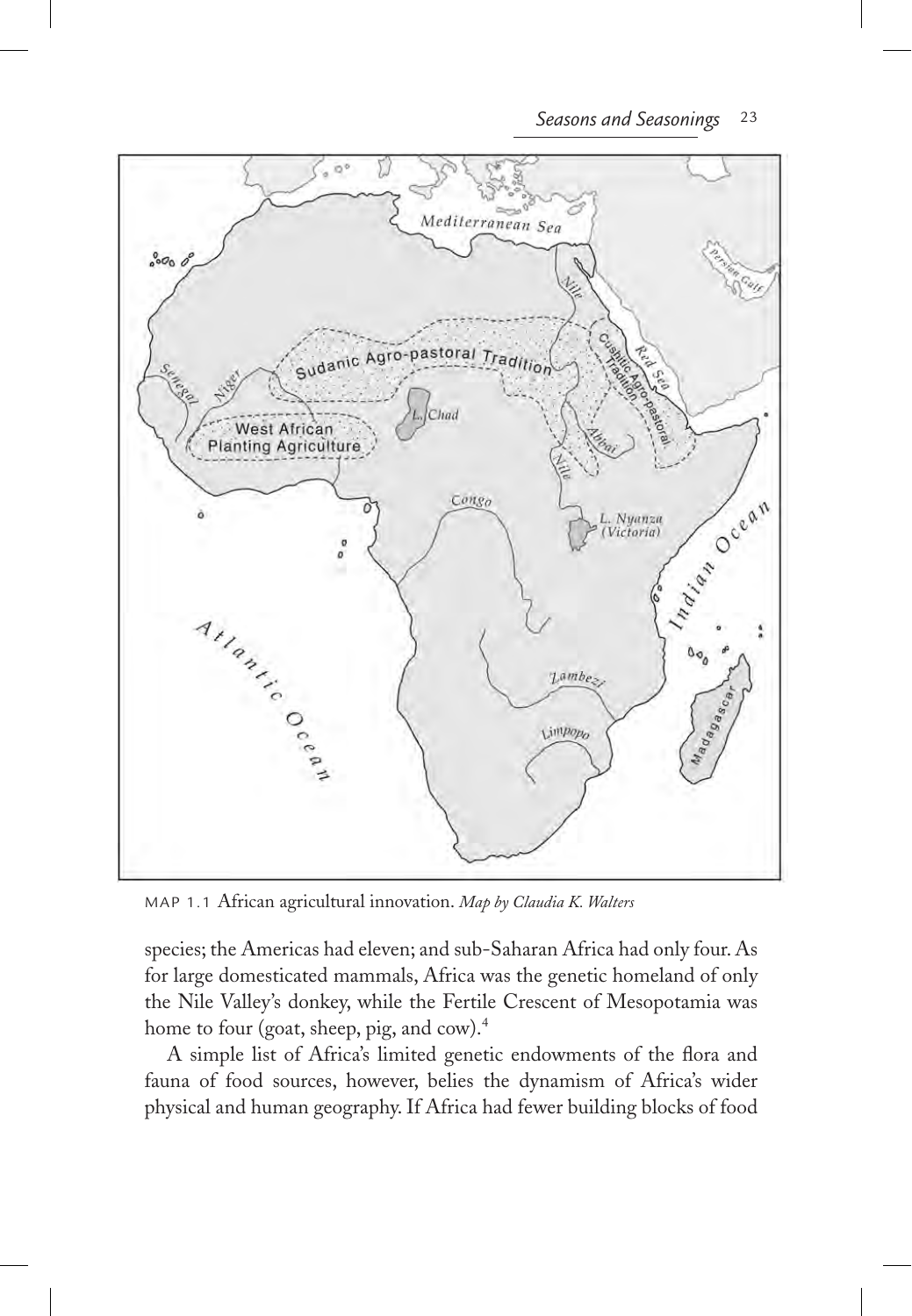MAP 1.1 African agricultural innovation. *Map by Claudia K. Walters*

species; the Americas had eleven; and sub-Saharan Africa had only four. As for large domesticated mammals, Africa was the genetic homeland of only the Nile Valley's donkey, while the Fertile Crescent of Mesopotamia was home to four (goat, sheep, pig, and cow).[4]

A simple list of Africa's limited genetic endowments of the flora and fauna of food sources, however, belies the dynamism of Africa's wider physical and human geography. If Africa had fewer building blocks of food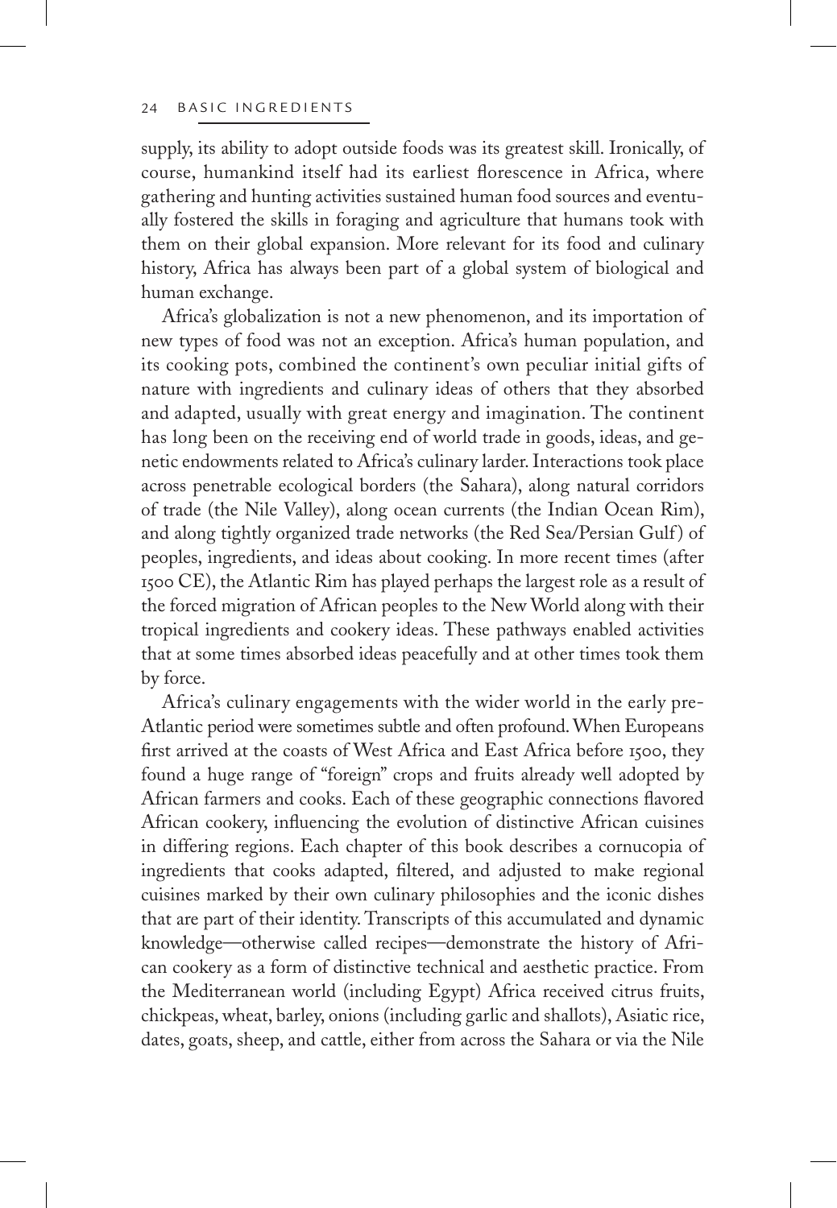supply, its ability to adopt outside foods was its greatest skill. Ironically, of course, humankind itself had its earliest florescence in Africa, where gathering and hunting activities sustained human food sources and eventually fostered the skills in foraging and agriculture that humans took with them on their global expansion. More relevant for its food and culinary history, Africa has always been part of a global system of biological and human exchange.

Africa's globalization is not a new phenomenon, and its importation of new types of food was not an exception. Africa's human population, and its cooking pots, combined the continent's own peculiar initial gifts of nature with ingredients and culinary ideas of others that they absorbed and adapted, usually with great energy and imagination. The continent has long been on the receiving end of world trade in goods, ideas, and genetic endowments related to Africa's culinary larder. Interactions took place across penetrable ecological borders (the Sahara), along natural corridors of trade (the Nile Valley), along ocean currents (the Indian Ocean Rim), and along tightly organized trade networks (the Red Sea/Persian Gulf) of peoples, ingredients, and ideas about cooking. In more recent times (after 1500 CE), the Atlantic Rim has played perhaps the largest role as a result of the forced migration of African peoples to the New World along with their tropical ingredients and cookery ideas. These pathways enabled activities that at some times absorbed ideas peacefully and at other times took them by force.

Africa's culinary engagements with the wider world in the early pre-Atlantic period were sometimes subtle and often profound. When Europeans first arrived at the coasts of West Africa and East Africa before 1500, they found a huge range of "foreign" crops and fruits already well adopted by African farmers and cooks. Each of these geographic connections flavored African cookery, influencing the evolution of distinctive African cuisines in differing regions. Each chapter of this book describes a cornucopia of ingredients that cooks adapted, filtered, and adjusted to make regional cuisines marked by their own culinary philosophies and the iconic dishes that are part of their identity. Transcripts of this accumulated and dynamic knowledge—otherwise called recipes—demonstrate the history of African cookery as a form of distinctive technical and aesthetic practice. From the Mediterranean world (including Egypt) Africa received citrus fruits, chickpeas, wheat, barley, onions (including garlic and shallots), Asiatic rice, dates, goats, sheep, and cattle, either from across the Sahara or via the Nile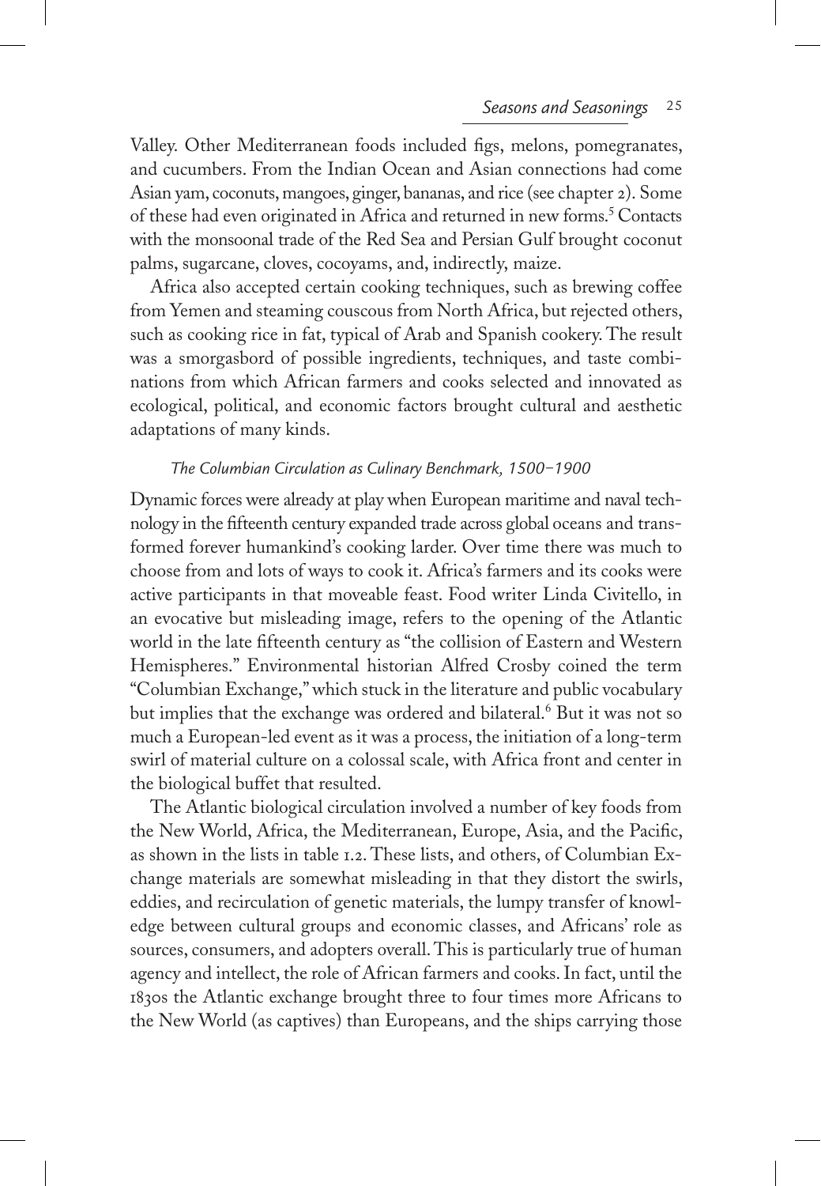Valley. Other Mediterranean foods included figs, melons, pomegranates, and cucumbers. From the Indian Ocean and Asian connections had come Asian yam, coconuts, mangoes, ginger, bananas, and rice (see chapter 2). Some of these had even originated in Africa and returned in new forms.[5] Contacts with the monsoonal trade of the Red Sea and Persian Gulf brought coconut palms, sugarcane, cloves, cocoyams, and, indirectly, maize.

Africa also accepted certain cooking techniques, such as brewing coffee from Yemen and steaming couscous from North Africa, but rejected others, such as cooking rice in fat, typical of Arab and Spanish cookery. The result was a smorgasbord of possible ingredients, techniques, and taste combinations from which African farmers and cooks selected and innovated as ecological, political, and economic factors brought cultural and aesthetic adaptations of many kinds.

### *The Columbian Circulation as Culinary Benchmark, 1500–1900*

Dynamic forces were already at play when European maritime and naval technology in the fifteenth century expanded trade across global oceans and transformed forever humankind's cooking larder. Over time there was much to choose from and lots of ways to cook it. Africa's farmers and its cooks were active participants in that moveable feast. Food writer Linda Civitello, in an evocative but misleading image, refers to the opening of the Atlantic world in the late fifteenth century as "the collision of Eastern and Western Hemispheres." Environmental historian Alfred Crosby coined the term "Columbian Exchange," which stuck in the literature and public vocabulary but implies that the exchange was ordered and bilateral.[6] But it was not so much a European-led event as it was a process, the initiation of a long-term swirl of material culture on a colossal scale, with Africa front and center in the biological buffet that resulted.

The Atlantic biological circulation involved a number of key foods from the New World, Africa, the Mediterranean, Europe, Asia, and the Pacific, as shown in the lists in table 1.2. These lists, and others, of Columbian Exchange materials are somewhat misleading in that they distort the swirls, eddies, and recirculation of genetic materials, the lumpy transfer of knowledge between cultural groups and economic classes, and Africans' role as sources, consumers, and adopters overall. This is particularly true of human agency and intellect, the role of African farmers and cooks. In fact, until the 1830s the Atlantic exchange brought three to four times more Africans to the New World (as captives) than Europeans, and the ships carrying those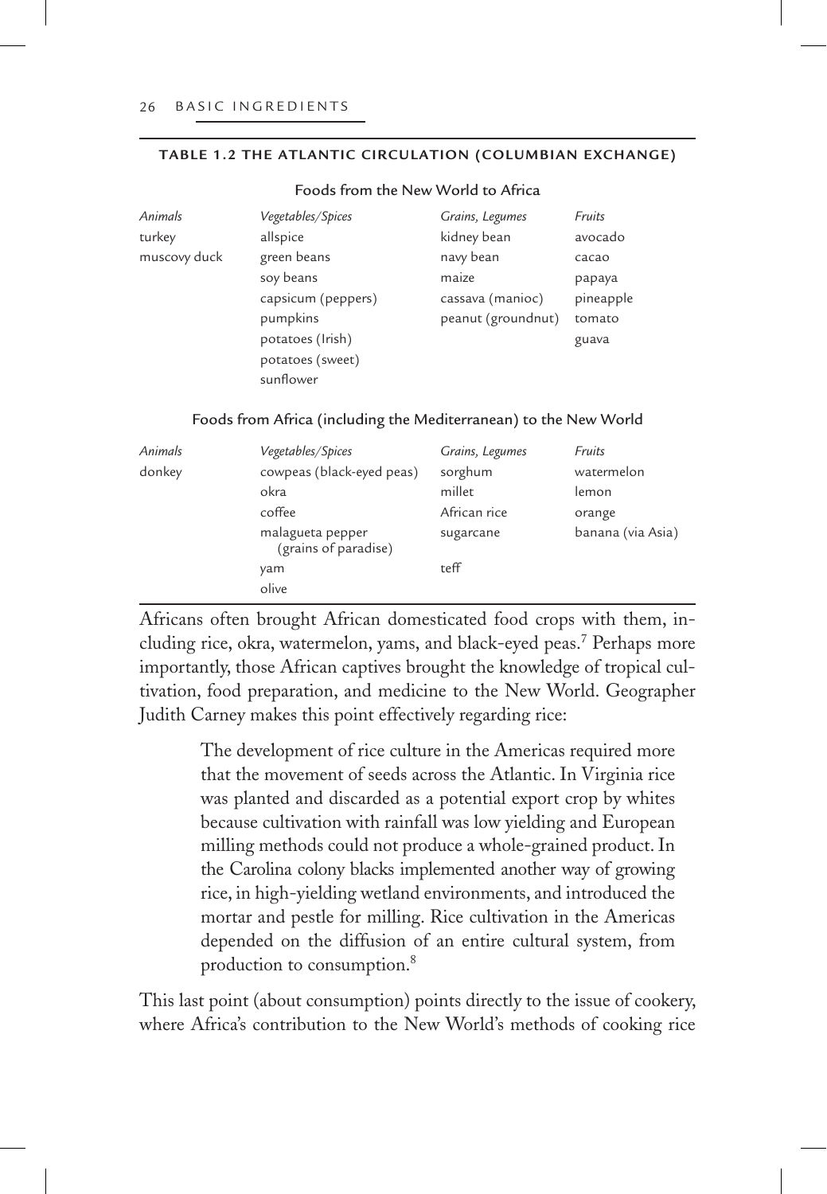**TABLE 1.2 THE ATLANTIC CIRCULATION (COLUMBIAN EXCHANGE)**

Foods from the New World to Africa

| *Animals* | *Vegetables/Spices* | *Grains, Legumes* | *Fruits* |
|---|---|---|---|
| turkey | allspice | kidney bean | avocado |
| muscovy duck | green beans | navy bean | cacao |
| | soy beans | maize | papaya |
| | capsicum (peppers) | cassava (manioc) | pineapple |
| | pumpkins | peanut (groundnut) | tomato |
| | potatoes (Irish) | | guava |
| | potatoes (sweet) | | |
| | sunflower | | |

Foods from Africa (including the Mediterranean) to the New World

| *Animals* | *Vegetables/Spices* | *Grains, Legumes* | *Fruits* |
|---|---|---|---|
| donkey | cowpeas (black-eyed peas) | sorghum | watermelon |
| | okra | millet | lemon |
| | coffee | African rice | orange |
| | malagueta pepper (grains of paradise) | sugarcane | banana (via Asia) |
| | yam | teff | |
| | olive | | |

Africans often brought African domesticated food crops with them, including rice, okra, watermelon, yams, and black-eyed peas.[7] Perhaps more importantly, those African captives brought the knowledge of tropical cultivation, food preparation, and medicine to the New World. Geographer Judith Carney makes this point effectively regarding rice:

> The development of rice culture in the Americas required more that the movement of seeds across the Atlantic. In Virginia rice was planted and discarded as a potential export crop by whites because cultivation with rainfall was low yielding and European milling methods could not produce a whole-grained product. In the Carolina colony blacks implemented another way of growing rice, in high-yielding wetland environments, and introduced the mortar and pestle for milling. Rice cultivation in the Americas depended on the diffusion of an entire cultural system, from production to consumption.[8]

This last point (about consumption) points directly to the issue of cookery, where Africa's contribution to the New World's methods of cooking rice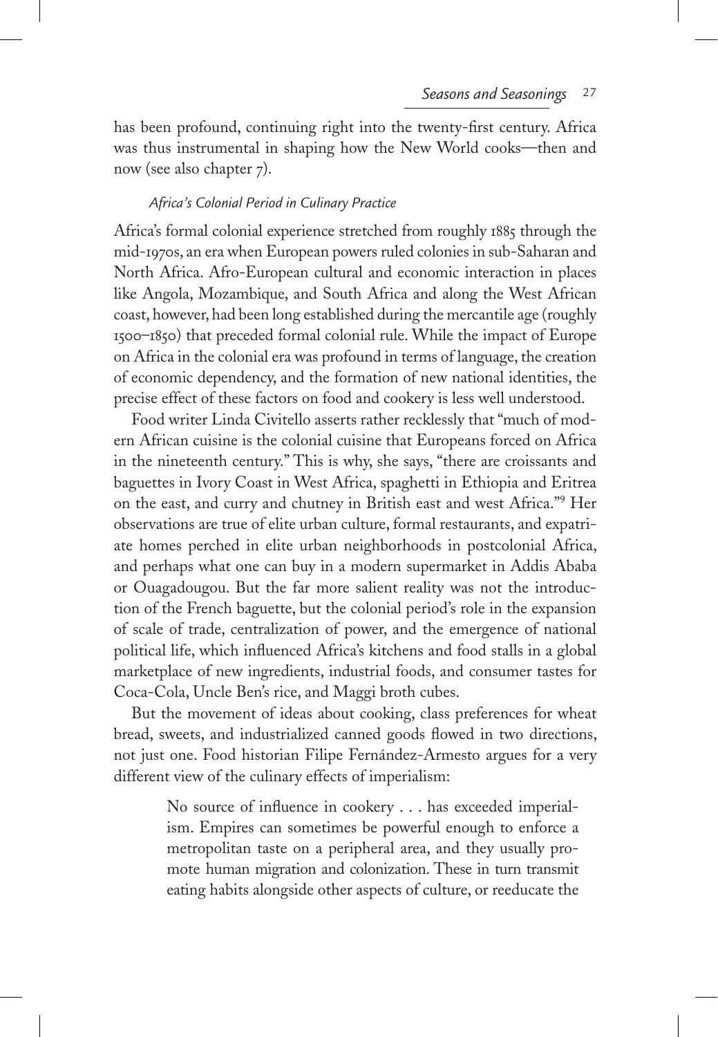has been profound, continuing right into the twenty-first century. Africa was thus instrumental in shaping how the New World cooks—then and now (see also chapter 7).

### *Africa's Colonial Period in Culinary Practice*

Africa's formal colonial experience stretched from roughly 1885 through the mid-1970s, an era when European powers ruled colonies in sub-Saharan and North Africa. Afro-European cultural and economic interaction in places like Angola, Mozambique, and South Africa and along the West African coast, however, had been long established during the mercantile age (roughly 1500–1850) that preceded formal colonial rule. While the impact of Europe on Africa in the colonial era was profound in terms of language, the creation of economic dependency, and the formation of new national identities, the precise effect of these factors on food and cookery is less well understood.

Food writer Linda Civitello asserts rather recklessly that "much of modern African cuisine is the colonial cuisine that Europeans forced on Africa in the nineteenth century." This is why, she says, "there are croissants and baguettes in Ivory Coast in West Africa, spaghetti in Ethiopia and Eritrea on the east, and curry and chutney in British east and west Africa."[9] Her observations are true of elite urban culture, formal restaurants, and expatriate homes perched in elite urban neighborhoods in postcolonial Africa, and perhaps what one can buy in a modern supermarket in Addis Ababa or Ouagadougou. But the far more salient reality was not the introduction of the French baguette, but the colonial period's role in the expansion of scale of trade, centralization of power, and the emergence of national political life, which influenced Africa's kitchens and food stalls in a global marketplace of new ingredients, industrial foods, and consumer tastes for Coca-Cola, Uncle Ben's rice, and Maggi broth cubes.

But the movement of ideas about cooking, class preferences for wheat bread, sweets, and industrialized canned goods flowed in two directions, not just one. Food historian Filipe Fernández-Armesto argues for a very different view of the culinary effects of imperialism:

> No source of influence in cookery . . . has exceeded imperialism. Empires can sometimes be powerful enough to enforce a metropolitan taste on a peripheral area, and they usually promote human migration and colonization. These in turn transmit eating habits alongside other aspects of culture, or reeducate the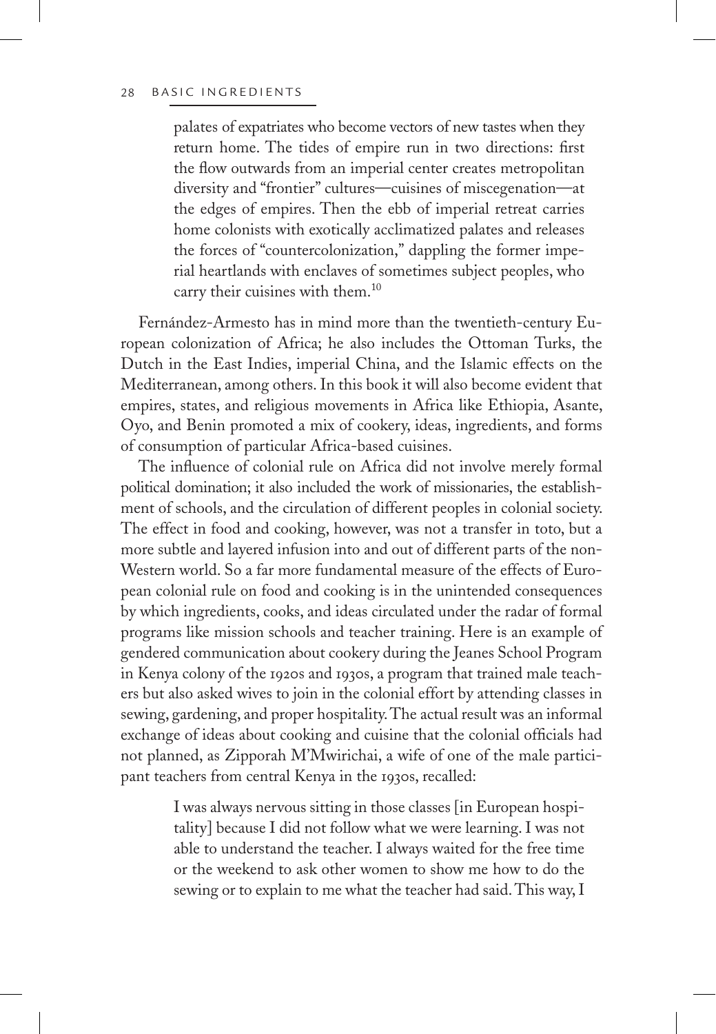> palates of expatriates who become vectors of new tastes when they return home. The tides of empire run in two directions: first the flow outwards from an imperial center creates metropolitan diversity and "frontier" cultures—cuisines of miscegenation—at the edges of empires. Then the ebb of imperial retreat carries home colonists with exotically acclimatized palates and releases the forces of "countercolonization," dappling the former imperial heartlands with enclaves of sometimes subject peoples, who carry their cuisines with them.[10]

Fernández-Armesto has in mind more than the twentieth-century European colonization of Africa; he also includes the Ottoman Turks, the Dutch in the East Indies, imperial China, and the Islamic effects on the Mediterranean, among others. In this book it will also become evident that empires, states, and religious movements in Africa like Ethiopia, Asante, Oyo, and Benin promoted a mix of cookery, ideas, ingredients, and forms of consumption of particular Africa-based cuisines.

The influence of colonial rule on Africa did not involve merely formal political domination; it also included the work of missionaries, the establishment of schools, and the circulation of different peoples in colonial society. The effect in food and cooking, however, was not a transfer in toto, but a more subtle and layered infusion into and out of different parts of the non-Western world. So a far more fundamental measure of the effects of European colonial rule on food and cooking is in the unintended consequences by which ingredients, cooks, and ideas circulated under the radar of formal programs like mission schools and teacher training. Here is an example of gendered communication about cookery during the Jeanes School Program in Kenya colony of the 1920s and 1930s, a program that trained male teachers but also asked wives to join in the colonial effort by attending classes in sewing, gardening, and proper hospitality. The actual result was an informal exchange of ideas about cooking and cuisine that the colonial officials had not planned, as Zipporah M'Mwirichai, a wife of one of the male participant teachers from central Kenya in the 1930s, recalled:

> I was always nervous sitting in those classes [in European hospitality] because I did not follow what we were learning. I was not able to understand the teacher. I always waited for the free time or the weekend to ask other women to show me how to do the sewing or to explain to me what the teacher had said. This way, I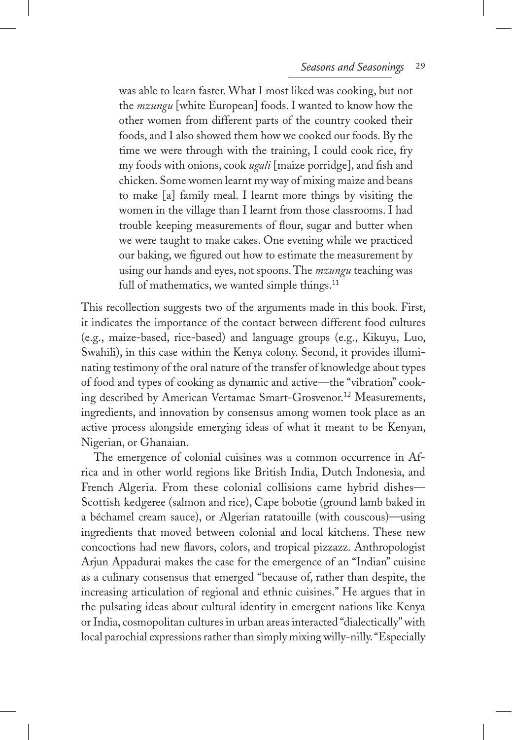> was able to learn faster. What I most liked was cooking, but not the *mzungu* [white European] foods. I wanted to know how the other women from different parts of the country cooked their foods, and I also showed them how we cooked our foods. By the time we were through with the training, I could cook rice, fry my foods with onions, cook *ugali* [maize porridge], and fish and chicken. Some women learnt my way of mixing maize and beans to make [a] family meal. I learnt more things by visiting the women in the village than I learnt from those classrooms. I had trouble keeping measurements of flour, sugar and butter when we were taught to make cakes. One evening while we practiced our baking, we figured out how to estimate the measurement by using our hands and eyes, not spoons. The *mzungu* teaching was full of mathematics, we wanted simple things.[11]

This recollection suggests two of the arguments made in this book. First, it indicates the importance of the contact between different food cultures (e.g., maize-based, rice-based) and language groups (e.g., Kikuyu, Luo, Swahili), in this case within the Kenya colony. Second, it provides illuminating testimony of the oral nature of the transfer of knowledge about types of food and types of cooking as dynamic and active—the "vibration" cooking described by American Vertamae Smart-Grosvenor.[12] Measurements, ingredients, and innovation by consensus among women took place as an active process alongside emerging ideas of what it meant to be Kenyan, Nigerian, or Ghanaian.

The emergence of colonial cuisines was a common occurrence in Africa and in other world regions like British India, Dutch Indonesia, and French Algeria. From these colonial collisions came hybrid dishes—Scottish kedgeree (salmon and rice), Cape bobotie (ground lamb baked in a béchamel cream sauce), or Algerian ratatouille (with couscous)—using ingredients that moved between colonial and local kitchens. These new concoctions had new flavors, colors, and tropical pizzazz. Anthropologist Arjun Appadurai makes the case for the emergence of an "Indian" cuisine as a culinary consensus that emerged "because of, rather than despite, the increasing articulation of regional and ethnic cuisines." He argues that in the pulsating ideas about cultural identity in emergent nations like Kenya or India, cosmopolitan cultures in urban areas interacted "dialectically" with local parochial expressions rather than simply mixing willy-nilly. "Especially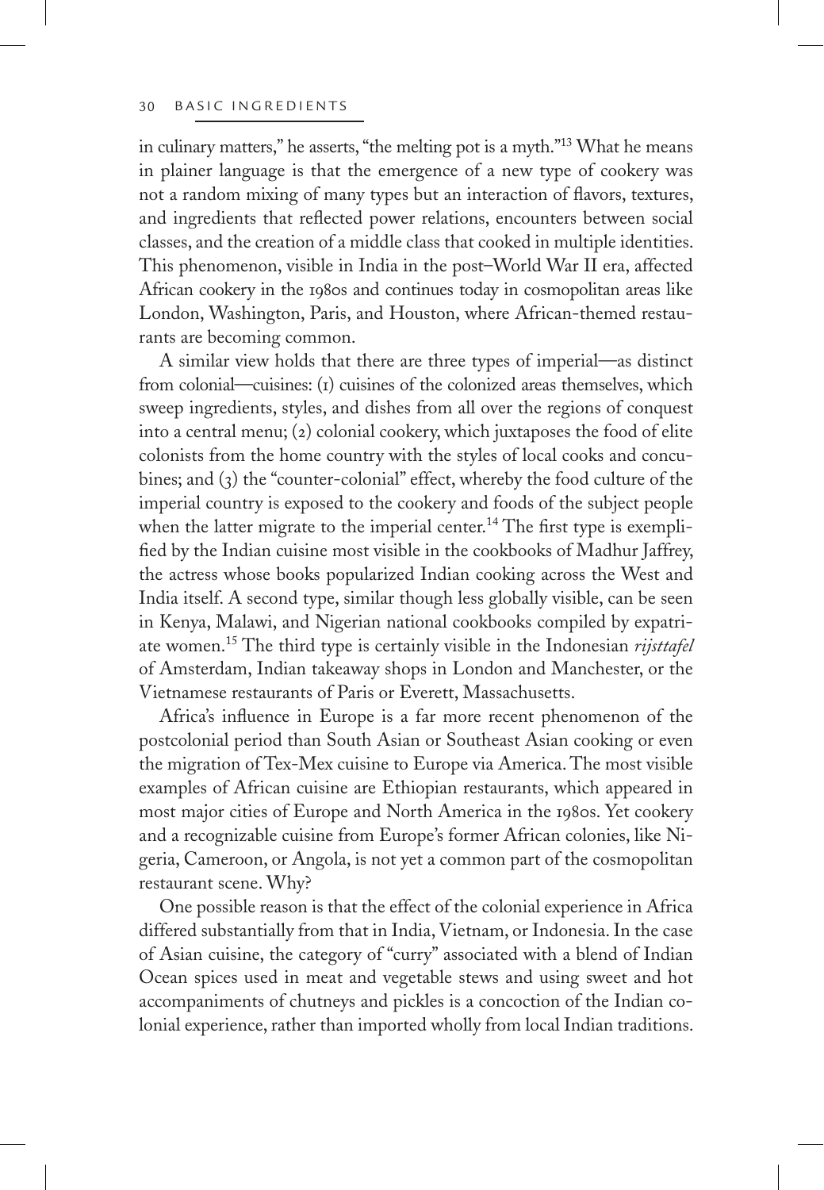in culinary matters," he asserts, "the melting pot is a myth."[13] What he means in plainer language is that the emergence of a new type of cookery was not a random mixing of many types but an interaction of flavors, textures, and ingredients that reflected power relations, encounters between social classes, and the creation of a middle class that cooked in multiple identities. This phenomenon, visible in India in the post–World War II era, affected African cookery in the 1980s and continues today in cosmopolitan areas like London, Washington, Paris, and Houston, where African-themed restaurants are becoming common.

A similar view holds that there are three types of imperial—as distinct from colonial—cuisines: (1) cuisines of the colonized areas themselves, which sweep ingredients, styles, and dishes from all over the regions of conquest into a central menu; (2) colonial cookery, which juxtaposes the food of elite colonists from the home country with the styles of local cooks and concubines; and (3) the "counter-colonial" effect, whereby the food culture of the imperial country is exposed to the cookery and foods of the subject people when the latter migrate to the imperial center.[14] The first type is exemplified by the Indian cuisine most visible in the cookbooks of Madhur Jaffrey, the actress whose books popularized Indian cooking across the West and India itself. A second type, similar though less globally visible, can be seen in Kenya, Malawi, and Nigerian national cookbooks compiled by expatriate women.[15] The third type is certainly visible in the Indonesian *rijsttafel* of Amsterdam, Indian takeaway shops in London and Manchester, or the Vietnamese restaurants of Paris or Everett, Massachusetts.

Africa's influence in Europe is a far more recent phenomenon of the postcolonial period than South Asian or Southeast Asian cooking or even the migration of Tex-Mex cuisine to Europe via America. The most visible examples of African cuisine are Ethiopian restaurants, which appeared in most major cities of Europe and North America in the 1980s. Yet cookery and a recognizable cuisine from Europe's former African colonies, like Nigeria, Cameroon, or Angola, is not yet a common part of the cosmopolitan restaurant scene. Why?

One possible reason is that the effect of the colonial experience in Africa differed substantially from that in India, Vietnam, or Indonesia. In the case of Asian cuisine, the category of "curry" associated with a blend of Indian Ocean spices used in meat and vegetable stews and using sweet and hot accompaniments of chutneys and pickles is a concoction of the Indian colonial experience, rather than imported wholly from local Indian traditions.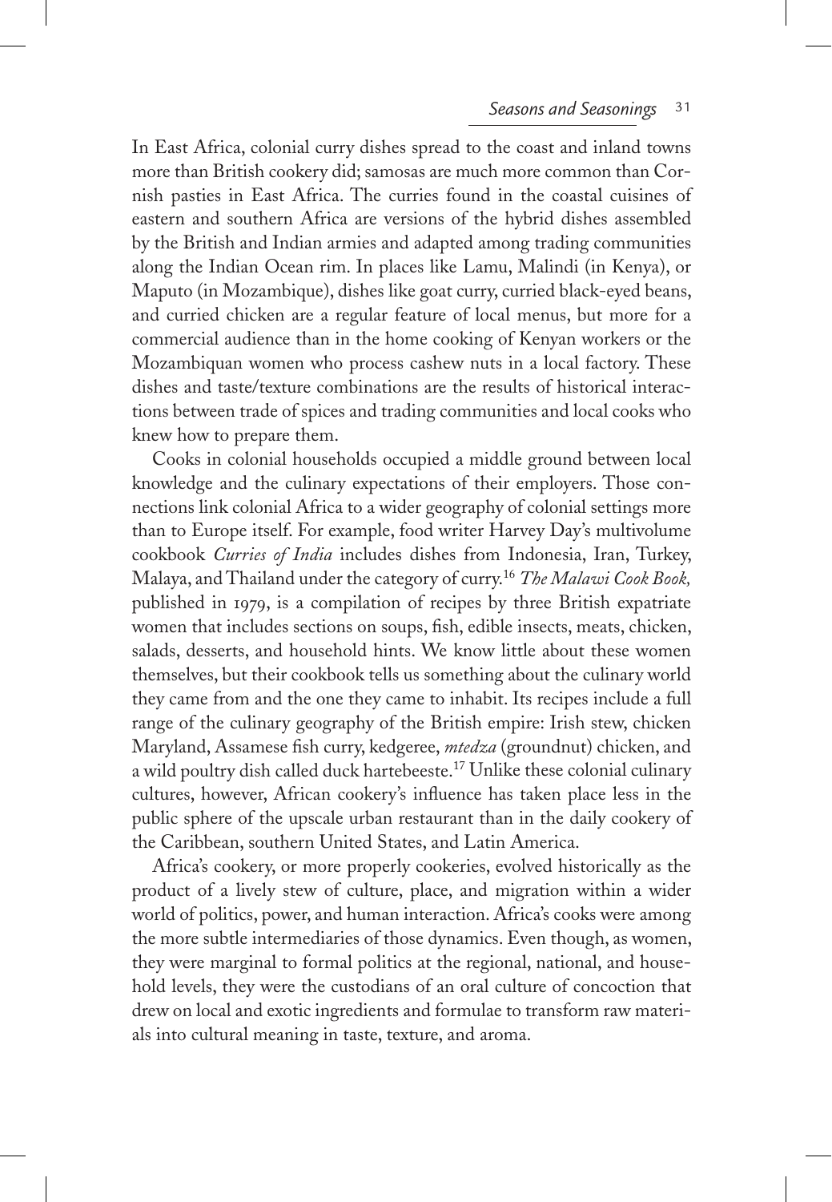In East Africa, colonial curry dishes spread to the coast and inland towns more than British cookery did; samosas are much more common than Cornish pasties in East Africa. The curries found in the coastal cuisines of eastern and southern Africa are versions of the hybrid dishes assembled by the British and Indian armies and adapted among trading communities along the Indian Ocean rim. In places like Lamu, Malindi (in Kenya), or Maputo (in Mozambique), dishes like goat curry, curried black-eyed beans, and curried chicken are a regular feature of local menus, but more for a commercial audience than in the home cooking of Kenyan workers or the Mozambiquan women who process cashew nuts in a local factory. These dishes and taste/texture combinations are the results of historical interactions between trade of spices and trading communities and local cooks who knew how to prepare them.

Cooks in colonial households occupied a middle ground between local knowledge and the culinary expectations of their employers. Those connections link colonial Africa to a wider geography of colonial settings more than to Europe itself. For example, food writer Harvey Day's multivolume cookbook *Curries of India* includes dishes from Indonesia, Iran, Turkey, Malaya, and Thailand under the category of curry.[16] *The Malawi Cook Book,* published in 1979, is a compilation of recipes by three British expatriate women that includes sections on soups, fish, edible insects, meats, chicken, salads, desserts, and household hints. We know little about these women themselves, but their cookbook tells us something about the culinary world they came from and the one they came to inhabit. Its recipes include a full range of the culinary geography of the British empire: Irish stew, chicken Maryland, Assamese fish curry, kedgeree, *mtedza* (groundnut) chicken, and a wild poultry dish called duck hartebeeste.[17] Unlike these colonial culinary cultures, however, African cookery's influence has taken place less in the public sphere of the upscale urban restaurant than in the daily cookery of the Caribbean, southern United States, and Latin America.

Africa's cookery, or more properly cookeries, evolved historically as the product of a lively stew of culture, place, and migration within a wider world of politics, power, and human interaction. Africa's cooks were among the more subtle intermediaries of those dynamics. Even though, as women, they were marginal to formal politics at the regional, national, and household levels, they were the custodians of an oral culture of concoction that drew on local and exotic ingredients and formulae to transform raw materials into cultural meaning in taste, texture, and aroma.